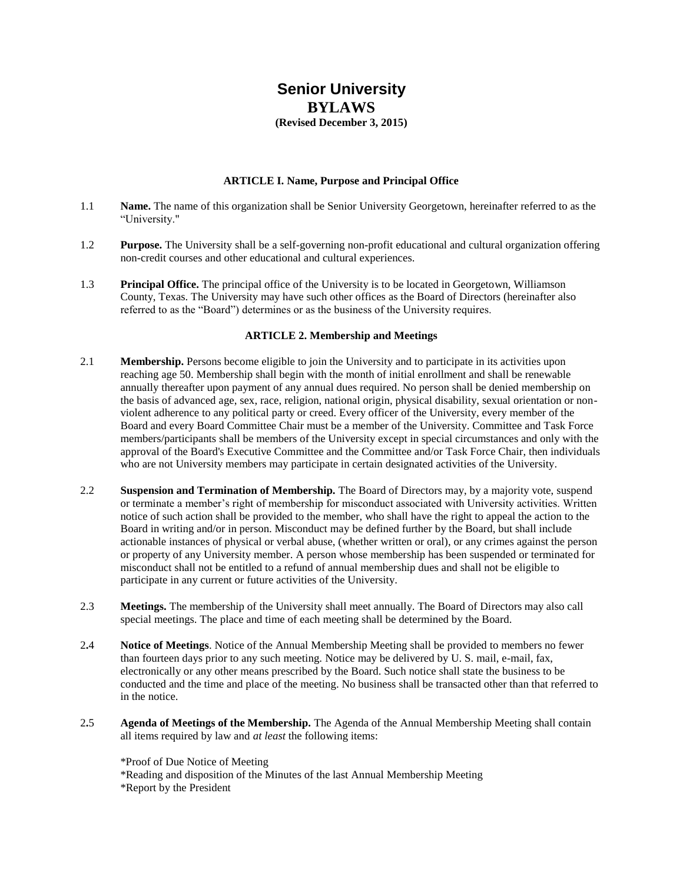# Senior University
## BYLAWS
**(Revised December 3, 2015)**

### ARTICLE I. Name, Purpose and Principal Office

1.1 **Name.** The name of this organization shall be Senior University Georgetown, hereinafter referred to as the "University."

1.2 **Purpose.** The University shall be a self-governing non-profit educational and cultural organization offering non-credit courses and other educational and cultural experiences.

1.3 **Principal Office.** The principal office of the University is to be located in Georgetown, Williamson County, Texas. The University may have such other offices as the Board of Directors (hereinafter also referred to as the "Board") determines or as the business of the University requires.

### ARTICLE 2. Membership and Meetings

2.1 **Membership.** Persons become eligible to join the University and to participate in its activities upon reaching age 50. Membership shall begin with the month of initial enrollment and shall be renewable annually thereafter upon payment of any annual dues required. No person shall be denied membership on the basis of advanced age, sex, race, religion, national origin, physical disability, sexual orientation or non-violent adherence to any political party or creed. Every officer of the University, every member of the Board and every Board Committee Chair must be a member of the University. Committee and Task Force members/participants shall be members of the University except in special circumstances and only with the approval of the Board's Executive Committee and the Committee and/or Task Force Chair, then individuals who are not University members may participate in certain designated activities of the University.

2.2 **Suspension and Termination of Membership.** The Board of Directors may, by a majority vote, suspend or terminate a member's right of membership for misconduct associated with University activities. Written notice of such action shall be provided to the member, who shall have the right to appeal the action to the Board in writing and/or in person. Misconduct may be defined further by the Board, but shall include actionable instances of physical or verbal abuse, (whether written or oral), or any crimes against the person or property of any University member. A person whose membership has been suspended or terminated for misconduct shall not be entitled to a refund of annual membership dues and shall not be eligible to participate in any current or future activities of the University.

2.3 **Meetings.** The membership of the University shall meet annually. The Board of Directors may also call special meetings. The place and time of each meeting shall be determined by the Board.

2.4 **Notice of Meetings**. Notice of the Annual Membership Meeting shall be provided to members no fewer than fourteen days prior to any such meeting. Notice may be delivered by U. S. mail, e-mail, fax, electronically or any other means prescribed by the Board. Such notice shall state the business to be conducted and the time and place of the meeting. No business shall be transacted other than that referred to in the notice.

2.5 **Agenda of Meetings of the Membership.** The Agenda of the Annual Membership Meeting shall contain all items required by law and *at least* the following items:

*Proof of Due Notice of Meeting
*Reading and disposition of the Minutes of the last Annual Membership Meeting
*Report by the President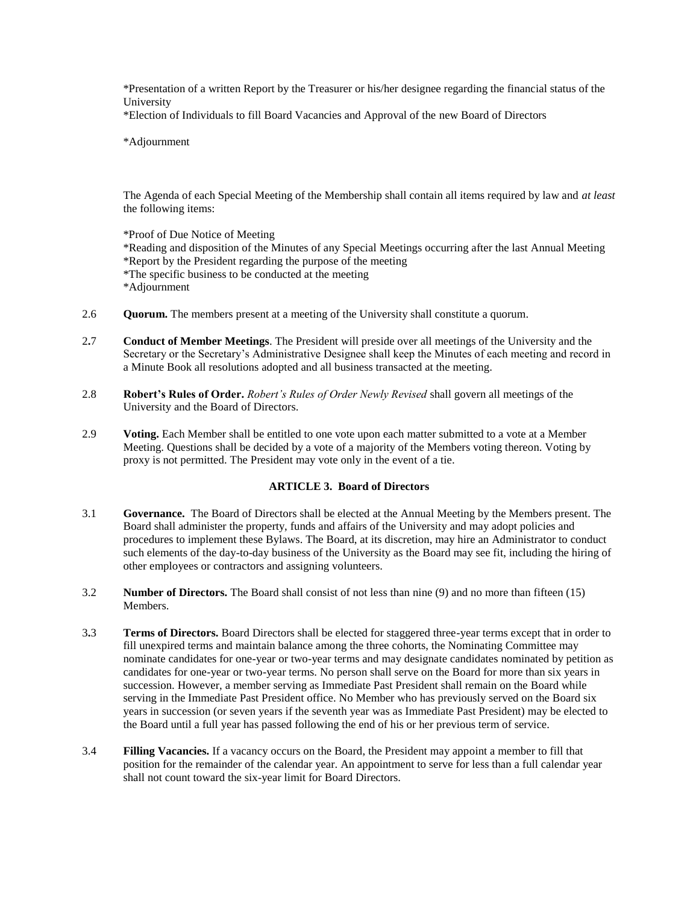*Presentation of a written Report by the Treasurer or his/her designee regarding the financial status of the University
*Election of Individuals to fill Board Vacancies and Approval of the new Board of Directors

*Adjournment

The Agenda of each Special Meeting of the Membership shall contain all items required by law and *at least* the following items:

*Proof of Due Notice of Meeting
*Reading and disposition of the Minutes of any Special Meetings occurring after the last Annual Meeting
*Report by the President regarding the purpose of the meeting
*The specific business to be conducted at the meeting
*Adjournment

2.6 **Quorum.** The members present at a meeting of the University shall constitute a quorum.

2.7 **Conduct of Member Meetings**. The President will preside over all meetings of the University and the Secretary or the Secretary's Administrative Designee shall keep the Minutes of each meeting and record in a Minute Book all resolutions adopted and all business transacted at the meeting.

2.8 **Robert's Rules of Order.** *Robert's Rules of Order Newly Revised* shall govern all meetings of the University and the Board of Directors.

2.9 **Voting.** Each Member shall be entitled to one vote upon each matter submitted to a vote at a Member Meeting. Questions shall be decided by a vote of a majority of the Members voting thereon. Voting by proxy is not permitted. The President may vote only in the event of a tie.

## ARTICLE 3. Board of Directors

3.1 **Governance.** The Board of Directors shall be elected at the Annual Meeting by the Members present. The Board shall administer the property, funds and affairs of the University and may adopt policies and procedures to implement these Bylaws. The Board, at its discretion, may hire an Administrator to conduct such elements of the day-to-day business of the University as the Board may see fit, including the hiring of other employees or contractors and assigning volunteers.

3.2 **Number of Directors.** The Board shall consist of not less than nine (9) and no more than fifteen (15) Members.

3.3 **Terms of Directors.** Board Directors shall be elected for staggered three-year terms except that in order to fill unexpired terms and maintain balance among the three cohorts, the Nominating Committee may nominate candidates for one-year or two-year terms and may designate candidates nominated by petition as candidates for one-year or two-year terms. No person shall serve on the Board for more than six years in succession. However, a member serving as Immediate Past President shall remain on the Board while serving in the Immediate Past President office. No Member who has previously served on the Board six years in succession (or seven years if the seventh year was as Immediate Past President) may be elected to the Board until a full year has passed following the end of his or her previous term of service.

3.4 **Filling Vacancies.** If a vacancy occurs on the Board, the President may appoint a member to fill that position for the remainder of the calendar year. An appointment to serve for less than a full calendar year shall not count toward the six-year limit for Board Directors.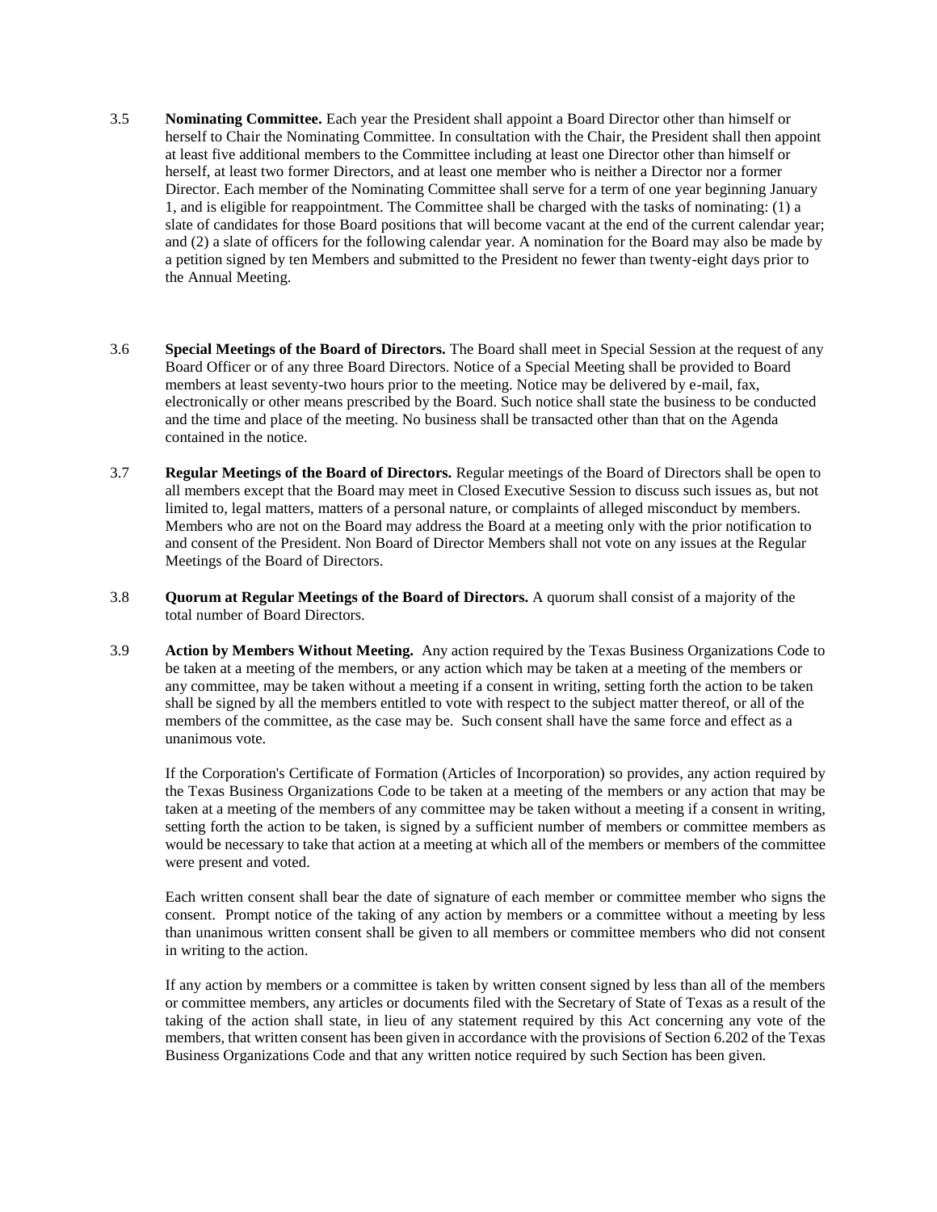3.5 **Nominating Committee.** Each year the President shall appoint a Board Director other than himself or herself to Chair the Nominating Committee. In consultation with the Chair, the President shall then appoint at least five additional members to the Committee including at least one Director other than himself or herself, at least two former Directors, and at least one member who is neither a Director nor a former Director. Each member of the Nominating Committee shall serve for a term of one year beginning January 1, and is eligible for reappointment. The Committee shall be charged with the tasks of nominating: (1) a slate of candidates for those Board positions that will become vacant at the end of the current calendar year; and (2) a slate of officers for the following calendar year. A nomination for the Board may also be made by a petition signed by ten Members and submitted to the President no fewer than twenty-eight days prior to the Annual Meeting.

3.6 **Special Meetings of the Board of Directors.** The Board shall meet in Special Session at the request of any Board Officer or of any three Board Directors. Notice of a Special Meeting shall be provided to Board members at least seventy-two hours prior to the meeting. Notice may be delivered by e-mail, fax, electronically or other means prescribed by the Board. Such notice shall state the business to be conducted and the time and place of the meeting. No business shall be transacted other than that on the Agenda contained in the notice.

3.7 **Regular Meetings of the Board of Directors.** Regular meetings of the Board of Directors shall be open to all members except that the Board may meet in Closed Executive Session to discuss such issues as, but not limited to, legal matters, matters of a personal nature, or complaints of alleged misconduct by members. Members who are not on the Board may address the Board at a meeting only with the prior notification to and consent of the President. Non Board of Director Members shall not vote on any issues at the Regular Meetings of the Board of Directors.

3.8 **Quorum at Regular Meetings of the Board of Directors.** A quorum shall consist of a majority of the total number of Board Directors.

3.9 **Action by Members Without Meeting.** Any action required by the Texas Business Organizations Code to be taken at a meeting of the members, or any action which may be taken at a meeting of the members or any committee, may be taken without a meeting if a consent in writing, setting forth the action to be taken shall be signed by all the members entitled to vote with respect to the subject matter thereof, or all of the members of the committee, as the case may be. Such consent shall have the same force and effect as a unanimous vote.

If the Corporation's Certificate of Formation (Articles of Incorporation) so provides, any action required by the Texas Business Organizations Code to be taken at a meeting of the members or any action that may be taken at a meeting of the members of any committee may be taken without a meeting if a consent in writing, setting forth the action to be taken, is signed by a sufficient number of members or committee members as would be necessary to take that action at a meeting at which all of the members or members of the committee were present and voted.

Each written consent shall bear the date of signature of each member or committee member who signs the consent. Prompt notice of the taking of any action by members or a committee without a meeting by less than unanimous written consent shall be given to all members or committee members who did not consent in writing to the action.

If any action by members or a committee is taken by written consent signed by less than all of the members or committee members, any articles or documents filed with the Secretary of State of Texas as a result of the taking of the action shall state, in lieu of any statement required by this Act concerning any vote of the members, that written consent has been given in accordance with the provisions of Section 6.202 of the Texas Business Organizations Code and that any written notice required by such Section has been given.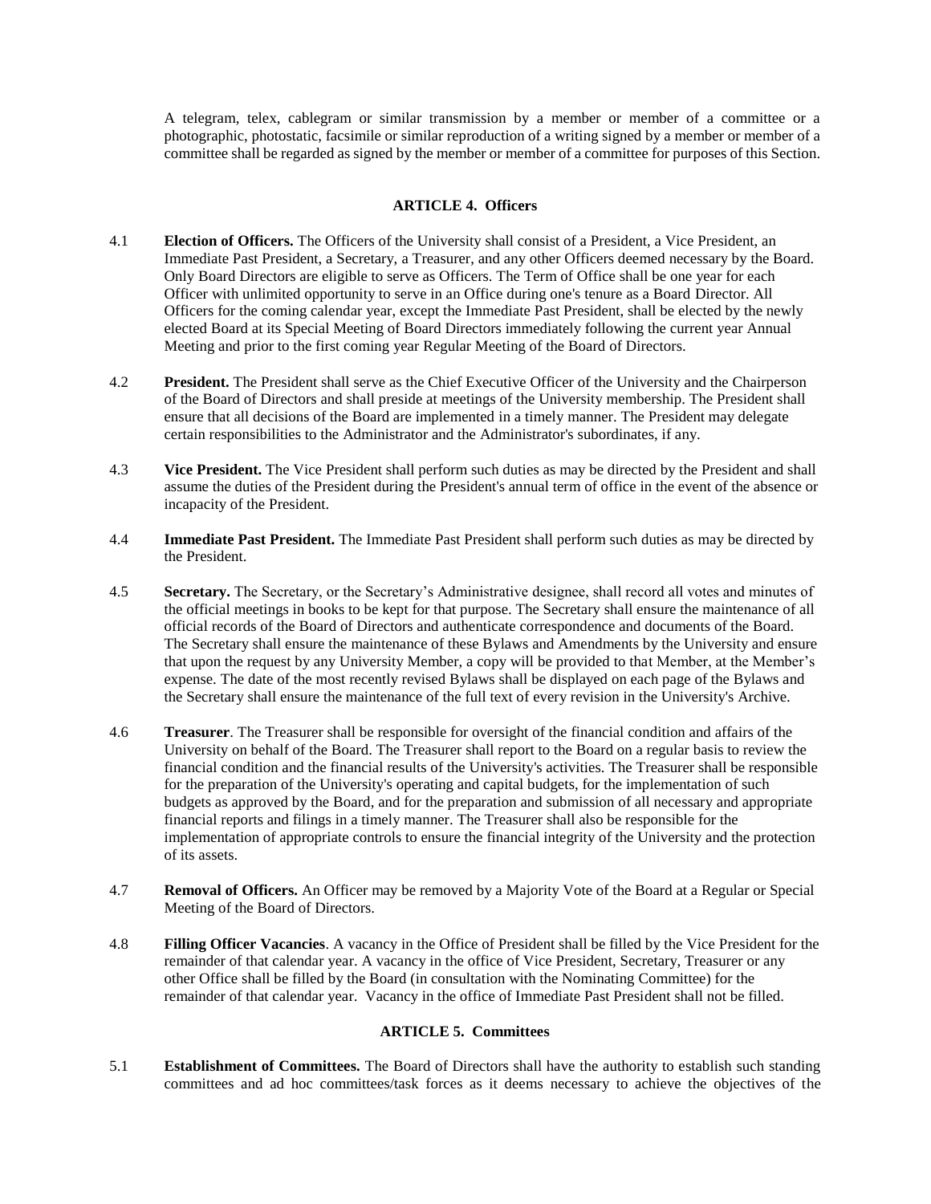A telegram, telex, cablegram or similar transmission by a member or member of a committee or a photographic, photostatic, facsimile or similar reproduction of a writing signed by a member or member of a committee shall be regarded as signed by the member or member of a committee for purposes of this Section.

## ARTICLE 4. Officers

4.1 **Election of Officers.** The Officers of the University shall consist of a President, a Vice President, an Immediate Past President, a Secretary, a Treasurer, and any other Officers deemed necessary by the Board. Only Board Directors are eligible to serve as Officers. The Term of Office shall be one year for each Officer with unlimited opportunity to serve in an Office during one's tenure as a Board Director. All Officers for the coming calendar year, except the Immediate Past President, shall be elected by the newly elected Board at its Special Meeting of Board Directors immediately following the current year Annual Meeting and prior to the first coming year Regular Meeting of the Board of Directors.

4.2 **President.** The President shall serve as the Chief Executive Officer of the University and the Chairperson of the Board of Directors and shall preside at meetings of the University membership. The President shall ensure that all decisions of the Board are implemented in a timely manner. The President may delegate certain responsibilities to the Administrator and the Administrator's subordinates, if any.

4.3 **Vice President.** The Vice President shall perform such duties as may be directed by the President and shall assume the duties of the President during the President's annual term of office in the event of the absence or incapacity of the President.

4.4 **Immediate Past President.** The Immediate Past President shall perform such duties as may be directed by the President.

4.5 **Secretary.** The Secretary, or the Secretary's Administrative designee, shall record all votes and minutes of the official meetings in books to be kept for that purpose. The Secretary shall ensure the maintenance of all official records of the Board of Directors and authenticate correspondence and documents of the Board. The Secretary shall ensure the maintenance of these Bylaws and Amendments by the University and ensure that upon the request by any University Member, a copy will be provided to that Member, at the Member's expense. The date of the most recently revised Bylaws shall be displayed on each page of the Bylaws and the Secretary shall ensure the maintenance of the full text of every revision in the University's Archive.

4.6 **Treasurer**. The Treasurer shall be responsible for oversight of the financial condition and affairs of the University on behalf of the Board. The Treasurer shall report to the Board on a regular basis to review the financial condition and the financial results of the University's activities. The Treasurer shall be responsible for the preparation of the University's operating and capital budgets, for the implementation of such budgets as approved by the Board, and for the preparation and submission of all necessary and appropriate financial reports and filings in a timely manner. The Treasurer shall also be responsible for the implementation of appropriate controls to ensure the financial integrity of the University and the protection of its assets.

4.7 **Removal of Officers.** An Officer may be removed by a Majority Vote of the Board at a Regular or Special Meeting of the Board of Directors.

4.8 **Filling Officer Vacancies**. A vacancy in the Office of President shall be filled by the Vice President for the remainder of that calendar year. A vacancy in the office of Vice President, Secretary, Treasurer or any other Office shall be filled by the Board (in consultation with the Nominating Committee) for the remainder of that calendar year. Vacancy in the office of Immediate Past President shall not be filled.

## ARTICLE 5. Committees

5.1 **Establishment of Committees.** The Board of Directors shall have the authority to establish such standing committees and ad hoc committees/task forces as it deems necessary to achieve the objectives of the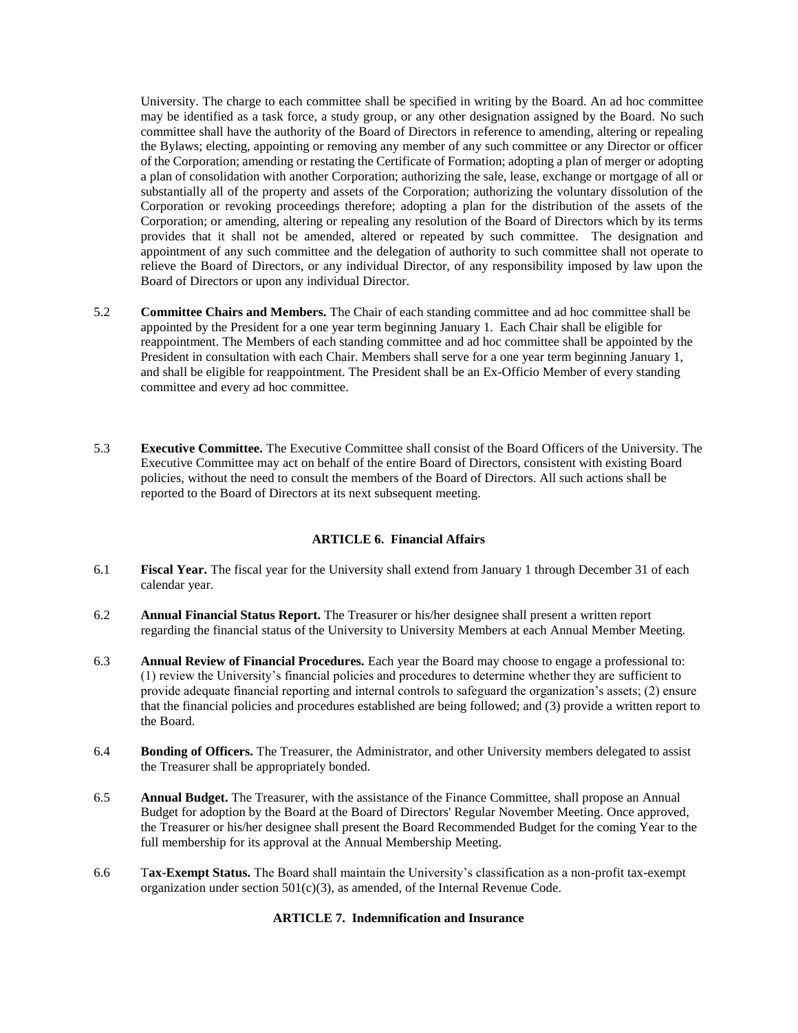University. The charge to each committee shall be specified in writing by the Board. An ad hoc committee may be identified as a task force, a study group, or any other designation assigned by the Board. No such committee shall have the authority of the Board of Directors in reference to amending, altering or repealing the Bylaws; electing, appointing or removing any member of any such committee or any Director or officer of the Corporation; amending or restating the Certificate of Formation; adopting a plan of merger or adopting a plan of consolidation with another Corporation; authorizing the sale, lease, exchange or mortgage of all or substantially all of the property and assets of the Corporation; authorizing the voluntary dissolution of the Corporation or revoking proceedings therefore; adopting a plan for the distribution of the assets of the Corporation; or amending, altering or repealing any resolution of the Board of Directors which by its terms provides that it shall not be amended, altered or repealed by such committee. The designation and appointment of any such committee and the delegation of authority to such committee shall not operate to relieve the Board of Directors, or any individual Director, of any responsibility imposed by law upon the Board of Directors or upon any individual Director.

5.2 **Committee Chairs and Members.** The Chair of each standing committee and ad hoc committee shall be appointed by the President for a one year term beginning January 1. Each Chair shall be eligible for reappointment. The Members of each standing committee and ad hoc committee shall be appointed by the President in consultation with each Chair. Members shall serve for a one year term beginning January 1, and shall be eligible for reappointment. The President shall be an Ex-Officio Member of every standing committee and every ad hoc committee.

5.3 **Executive Committee.** The Executive Committee shall consist of the Board Officers of the University. The Executive Committee may act on behalf of the entire Board of Directors, consistent with existing Board policies, without the need to consult the members of the Board of Directors. All such actions shall be reported to the Board of Directors at its next subsequent meeting.

## ARTICLE 6. Financial Affairs

6.1 **Fiscal Year.** The fiscal year for the University shall extend from January 1 through December 31 of each calendar year.

6.2 **Annual Financial Status Report.** The Treasurer or his/her designee shall present a written report regarding the financial status of the University to University Members at each Annual Member Meeting.

6.3 **Annual Review of Financial Procedures.** Each year the Board may choose to engage a professional to: (1) review the University's financial policies and procedures to determine whether they are sufficient to provide adequate financial reporting and internal controls to safeguard the organization's assets; (2) ensure that the financial policies and procedures established are being followed; and (3) provide a written report to the Board.

6.4 **Bonding of Officers.** The Treasurer, the Administrator, and other University members delegated to assist the Treasurer shall be appropriately bonded.

6.5 **Annual Budget.** The Treasurer, with the assistance of the Finance Committee, shall propose an Annual Budget for adoption by the Board at the Board of Directors' Regular November Meeting. Once approved, the Treasurer or his/her designee shall present the Board Recommended Budget for the coming Year to the full membership for its approval at the Annual Membership Meeting.

6.6 T**ax-Exempt Status.** The Board shall maintain the University's classification as a non-profit tax-exempt organization under section 501(c)(3), as amended, of the Internal Revenue Code.

## ARTICLE 7. Indemnification and Insurance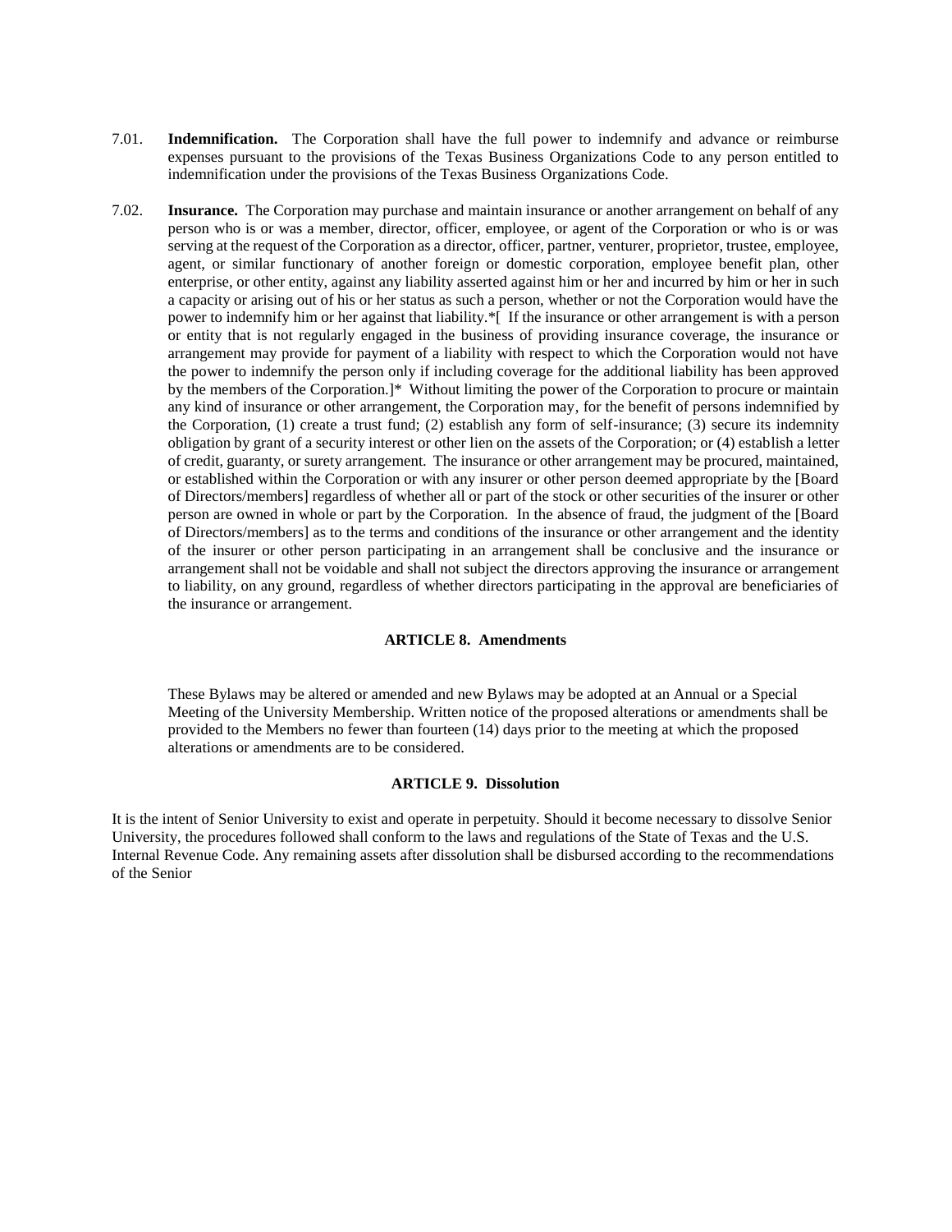7.01. **Indemnification.** The Corporation shall have the full power to indemnify and advance or reimburse expenses pursuant to the provisions of the Texas Business Organizations Code to any person entitled to indemnification under the provisions of the Texas Business Organizations Code.

7.02. **Insurance.** The Corporation may purchase and maintain insurance or another arrangement on behalf of any person who is or was a member, director, officer, employee, or agent of the Corporation or who is or was serving at the request of the Corporation as a director, officer, partner, venturer, proprietor, trustee, employee, agent, or similar functionary of another foreign or domestic corporation, employee benefit plan, other enterprise, or other entity, against any liability asserted against him or her and incurred by him or her in such a capacity or arising out of his or her status as such a person, whether or not the Corporation would have the power to indemnify him or her against that liability.*[ If the insurance or other arrangement is with a person or entity that is not regularly engaged in the business of providing insurance coverage, the insurance or arrangement may provide for payment of a liability with respect to which the Corporation would not have the power to indemnify the person only if including coverage for the additional liability has been approved by the members of the Corporation.]* Without limiting the power of the Corporation to procure or maintain any kind of insurance or other arrangement, the Corporation may, for the benefit of persons indemnified by the Corporation, (1) create a trust fund; (2) establish any form of self-insurance; (3) secure its indemnity obligation by grant of a security interest or other lien on the assets of the Corporation; or (4) establish a letter of credit, guaranty, or surety arrangement. The insurance or other arrangement may be procured, maintained, or established within the Corporation or with any insurer or other person deemed appropriate by the [Board of Directors/members] regardless of whether all or part of the stock or other securities of the insurer or other person are owned in whole or part by the Corporation. In the absence of fraud, the judgment of the [Board of Directors/members] as to the terms and conditions of the insurance or other arrangement and the identity of the insurer or other person participating in an arrangement shall be conclusive and the insurance or arrangement shall not be voidable and shall not subject the directors approving the insurance or arrangement to liability, on any ground, regardless of whether directors participating in the approval are beneficiaries of the insurance or arrangement.

## ARTICLE 8. Amendments

These Bylaws may be altered or amended and new Bylaws may be adopted at an Annual or a Special Meeting of the University Membership. Written notice of the proposed alterations or amendments shall be provided to the Members no fewer than fourteen (14) days prior to the meeting at which the proposed alterations or amendments are to be considered.

## ARTICLE 9. Dissolution

It is the intent of Senior University to exist and operate in perpetuity. Should it become necessary to dissolve Senior University, the procedures followed shall conform to the laws and regulations of the State of Texas and the U.S. Internal Revenue Code. Any remaining assets after dissolution shall be disbursed according to the recommendations of the Senior